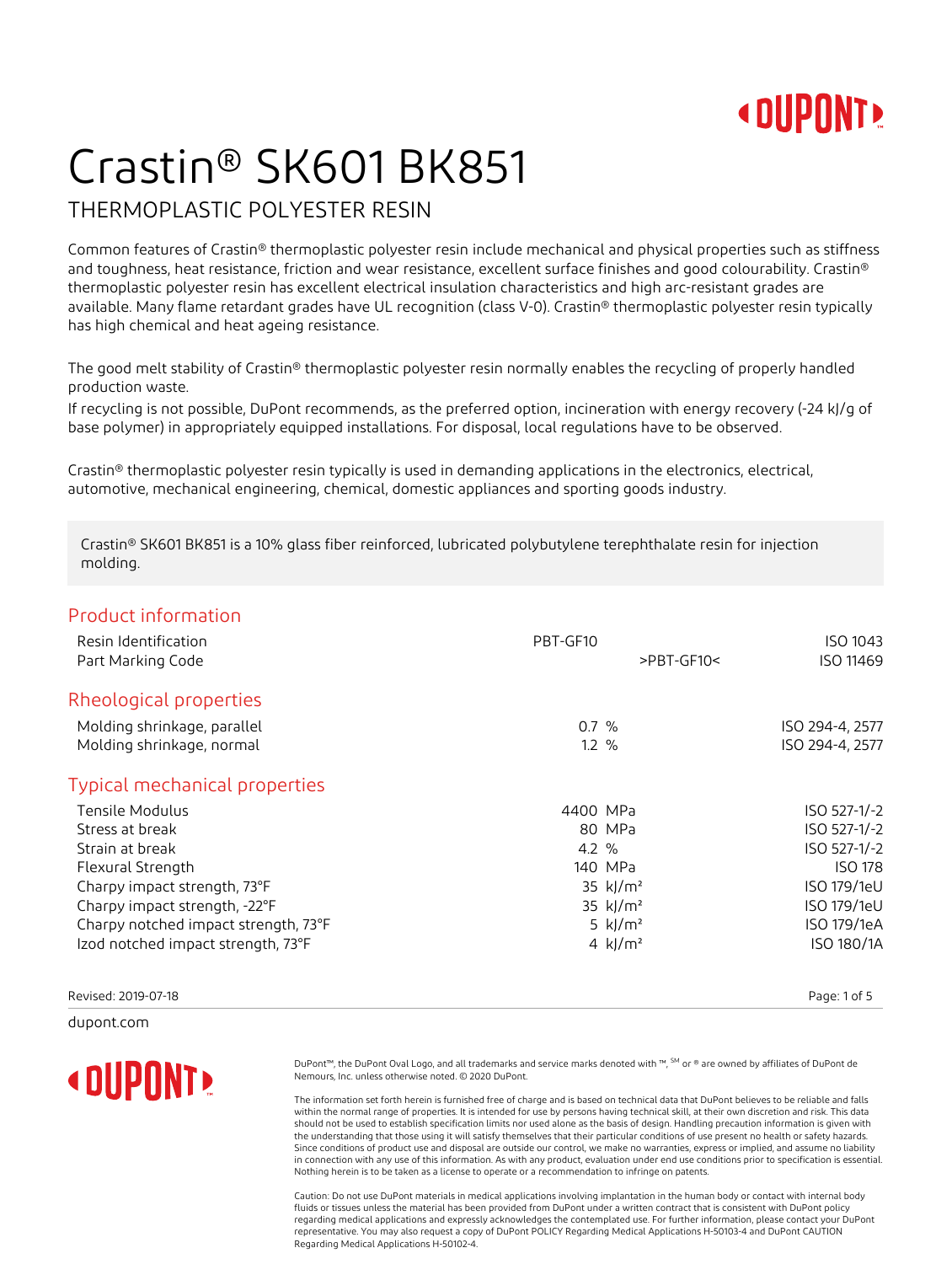# Crastin® SK601 BK851

## THERMOPLASTIC POLYESTER RESIN

Common features of Crastin® thermoplastic polyester resin include mechanical and physical properties such as stiffness and toughness, heat resistance, friction and wear resistance, excellent surface finishes and good colourability. Crastin® thermoplastic polyester resin has excellent electrical insulation characteristics and high arc-resistant grades are available. Many flame retardant grades have UL recognition (class V-0). Crastin® thermoplastic polyester resin typically has high chemical and heat ageing resistance.

The good melt stability of Crastin® thermoplastic polyester resin normally enables the recycling of properly handled production waste.

If recycling is not possible, DuPont recommends, as the preferred option, incineration with energy recovery (-24 kJ/g of base polymer) in appropriately equipped installations. For disposal, local regulations have to be observed.

Crastin® thermoplastic polyester resin typically is used in demanding applications in the electronics, electrical, automotive, mechanical engineering, chemical, domestic appliances and sporting goods industry.

Crastin® SK601 BK851 is a 10% glass fiber reinforced, lubricated polybutylene terephthalate resin for injection molding.

## Product information

| Property | Value | Unit | Test Method |
|---|---|---|---|
| Resin Identification | PBT-GF10 | | ISO 1043 |
| Part Marking Code | | >PBT-GF10< | ISO 11469 |

## Rheological properties

| Property | Value | Unit | Test Method |
|---|---|---|---|
| Molding shrinkage, parallel | 0.7 | % | ISO 294-4, 2577 |
| Molding shrinkage, normal | 1.2 | % | ISO 294-4, 2577 |

## Typical mechanical properties

| Property | Value | Unit | Test Method |
|---|---|---|---|
| Tensile Modulus | 4400 | MPa | ISO 527-1/-2 |
| Stress at break | 80 | MPa | ISO 527-1/-2 |
| Strain at break | 4.2 | % | ISO 527-1/-2 |
| Flexural Strength | 140 | MPa | ISO 178 |
| Charpy impact strength, 73°F | 35 | kJ/m² | ISO 179/1eU |
| Charpy impact strength, -22°F | 35 | kJ/m² | ISO 179/1eU |
| Charpy notched impact strength, 73°F | 5 | kJ/m² | ISO 179/1eA |
| Izod notched impact strength, 73°F | 4 | kJ/m² | ISO 180/1A |

Revised: 2019-07-18

dupont.com

DuPont™, the DuPont Oval Logo, and all trademarks and service marks denoted with ™, SM or ® are owned by affiliates of DuPont de Nemours, Inc. unless otherwise noted. © 2020 DuPont.

The information set forth herein is furnished free of charge and is based on technical data that DuPont believes to be reliable and falls within the normal range of properties. It is intended for use by persons having technical skill, at their own discretion and risk. This data should not be used to establish specification limits nor used alone as the basis of design. Handling precaution information is given with the understanding that those using it will satisfy themselves that their particular conditions of use present no health or safety hazards. Since conditions of product use and disposal are outside our control, we make no warranties, express or implied, and assume no liability in connection with any use of this information. As with any product, evaluation under end use conditions prior to specification is essential. Nothing herein is to be taken as a license to operate or a recommendation to infringe on patents.

Caution: Do not use DuPont materials in medical applications involving implantation in the human body or contact with internal body fluids or tissues unless the material has been provided from DuPont under a written contract that is consistent with DuPont policy regarding medical applications and expressly acknowledges the contemplated use. For further information, please contact your DuPont representative. You may also request a copy of DuPont POLICY Regarding Medical Applications H-50103-4 and DuPont CAUTION Regarding Medical Applications H-50102-4.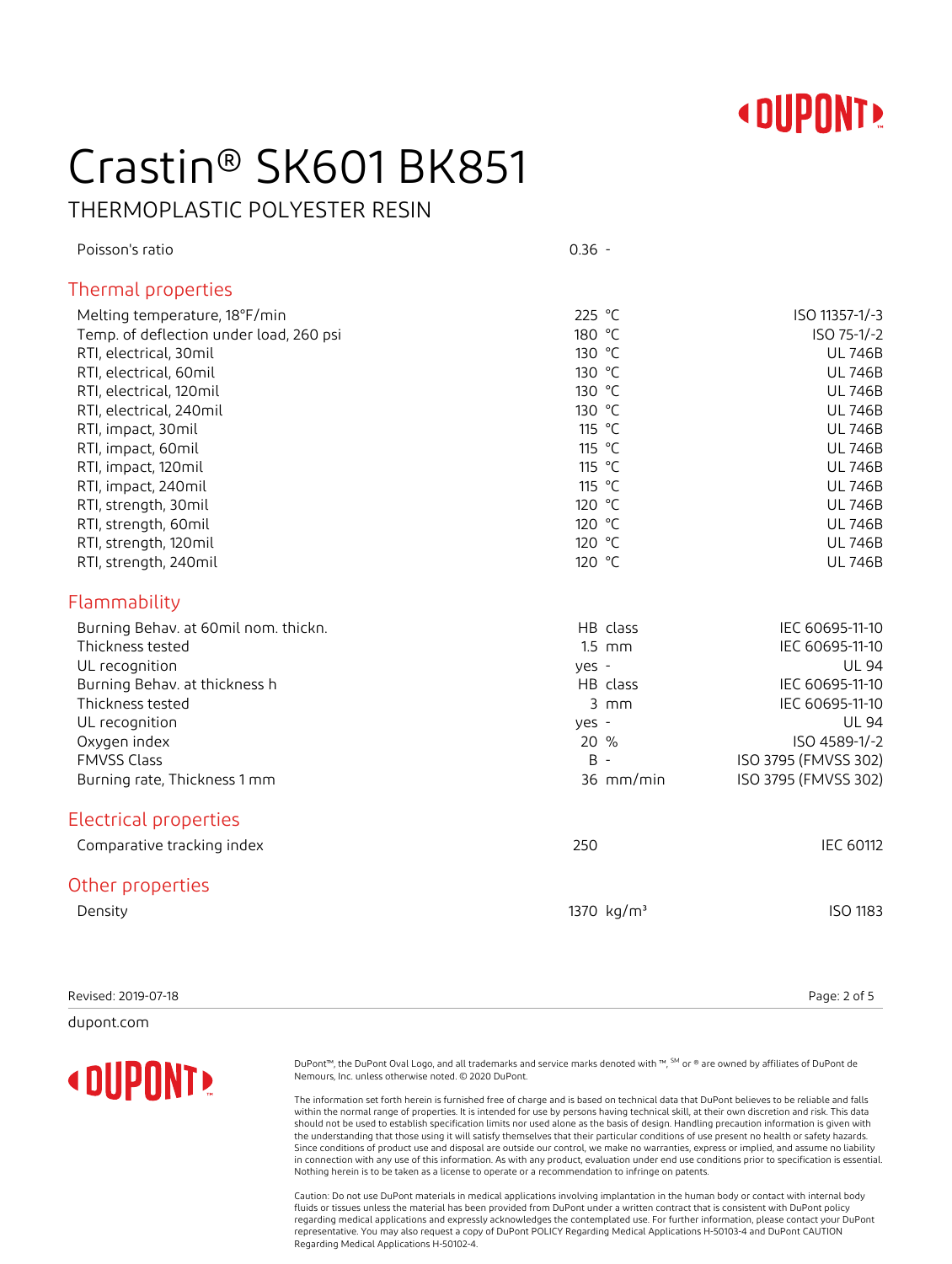# Crastin® SK601 BK851

THERMOPLASTIC POLYESTER RESIN

| Property | Value | Unit | Test Standard |
|---|---|---|---|
| Poisson's ratio | 0.36 | - | |

## Thermal properties

| Property | Value | Unit | Test Standard |
|---|---|---|---|
| Melting temperature, 18°F/min | 225 | °C | ISO 11357-1/-3 |
| Temp. of deflection under load, 260 psi | 180 | °C | ISO 75-1/-2 |
| RTI, electrical, 30mil | 130 | °C | UL 746B |
| RTI, electrical, 60mil | 130 | °C | UL 746B |
| RTI, electrical, 120mil | 130 | °C | UL 746B |
| RTI, electrical, 240mil | 130 | °C | UL 746B |
| RTI, impact, 30mil | 115 | °C | UL 746B |
| RTI, impact, 60mil | 115 | °C | UL 746B |
| RTI, impact, 120mil | 115 | °C | UL 746B |
| RTI, impact, 240mil | 115 | °C | UL 746B |
| RTI, strength, 30mil | 120 | °C | UL 746B |
| RTI, strength, 60mil | 120 | °C | UL 746B |
| RTI, strength, 120mil | 120 | °C | UL 746B |
| RTI, strength, 240mil | 120 | °C | UL 746B |

## Flammability

| Property | Value | Unit | Test Standard |
|---|---|---|---|
| Burning Behav. at 60mil nom. thickn. | HB | class | IEC 60695-11-10 |
| Thickness tested | 1.5 | mm | IEC 60695-11-10 |
| UL recognition | yes | - | UL 94 |
| Burning Behav. at thickness h | HB | class | IEC 60695-11-10 |
| Thickness tested | 3 | mm | IEC 60695-11-10 |
| UL recognition | yes | - | UL 94 |
| Oxygen index | 20 | % | ISO 4589-1/-2 |
| FMVSS Class | B | - | ISO 3795 (FMVSS 302) |
| Burning rate, Thickness 1 mm | 36 | mm/min | ISO 3795 (FMVSS 302) |

## Electrical properties

| Property | Value | Unit | Test Standard |
|---|---|---|---|
| Comparative tracking index | 250 | | IEC 60112 |

## Other properties

| Property | Value | Unit | Test Standard |
|---|---|---|---|
| Density | 1370 | kg/m³ | ISO 1183 |

Revised: 2019-07-18

dupont.com

DuPont™, the DuPont Oval Logo, and all trademarks and service marks denoted with ™, SM or ® are owned by affiliates of DuPont de Nemours, Inc. unless otherwise noted. © 2020 DuPont.

The information set forth herein is furnished free of charge and is based on technical data that DuPont believes to be reliable and falls within the normal range of properties. It is intended for use by persons having technical skill, at their own discretion and risk. This data should not be used to establish specification limits nor used alone as the basis of design. Handling precaution information is given with the understanding that those using it will satisfy themselves that their particular conditions of use present no health or safety hazards. Since conditions of product use and disposal are outside our control, we make no warranties, express or implied, and assume no liability in connection with any use of this information. As with any product, evaluation under end use conditions prior to specification is essential. Nothing herein is to be taken as a license to operate or a recommendation to infringe on patents.

Caution: Do not use DuPont materials in medical applications involving implantation in the human body or contact with internal body fluids or tissues unless the material has been provided from DuPont under a written contract that is consistent with DuPont policy regarding medical applications and expressly acknowledges the contemplated use. For further information, please contact your DuPont representative. You may also request a copy of DuPont POLICY Regarding Medical Applications H-50103-4 and DuPont CAUTION Regarding Medical Applications H-50102-4.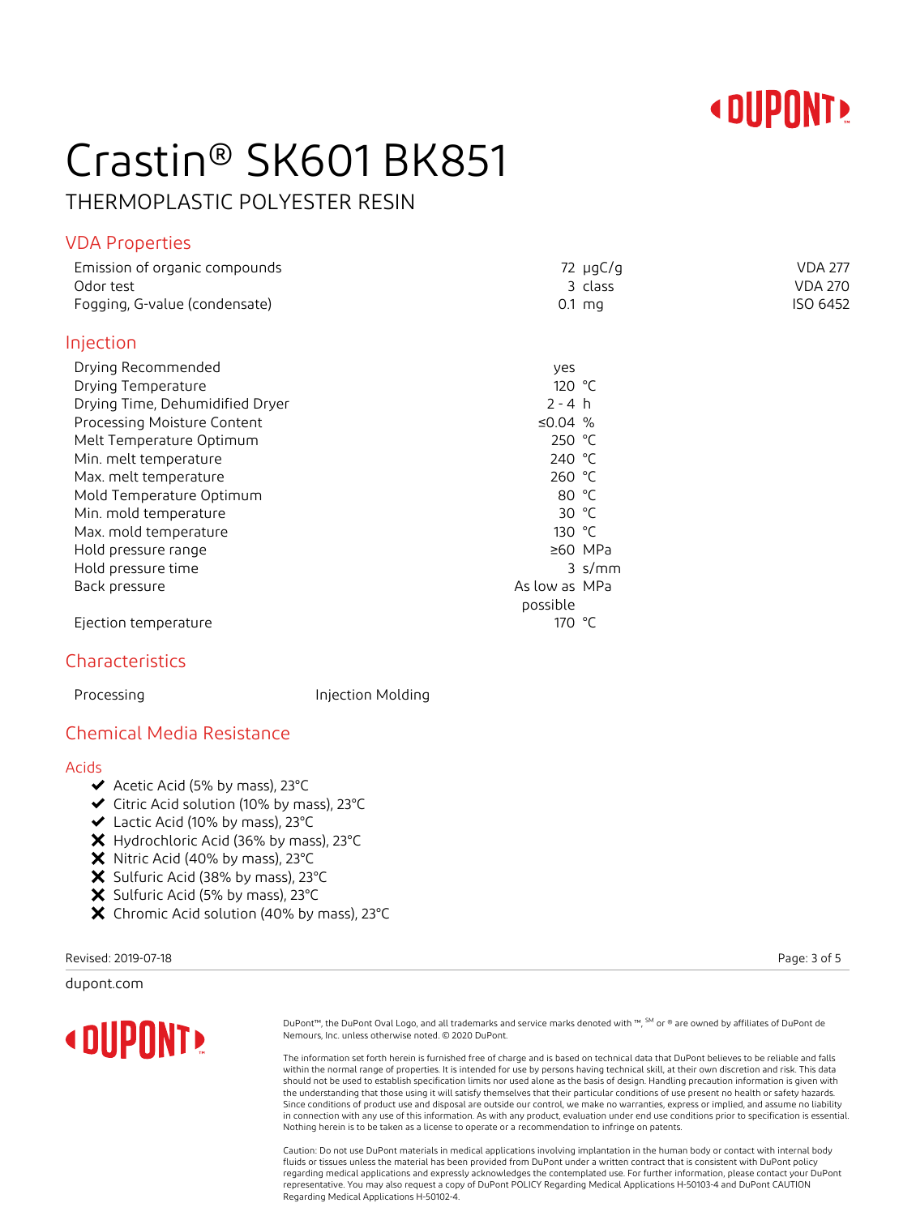# Crastin® SK601 BK851

## THERMOPLASTIC POLYESTER RESIN

## VDA Properties

| Property | Value | Unit | Test Standard |
|---|---|---|---|
| Emission of organic compounds | 72 | µgC/g | VDA 277 |
| Odor test | 3 | class | VDA 270 |
| Fogging, G-value (condensate) | 0.1 | mg | ISO 6452 |

## Injection

| Property | Value | Unit |
|---|---|---|
| Drying Recommended | yes | |
| Drying Temperature | 120 | °C |
| Drying Time, Dehumidified Dryer | 2 - 4 | h |
| Processing Moisture Content | ≤0.04 | % |
| Melt Temperature Optimum | 250 | °C |
| Min. melt temperature | 240 | °C |
| Max. melt temperature | 260 | °C |
| Mold Temperature Optimum | 80 | °C |
| Min. mold temperature | 30 | °C |
| Max. mold temperature | 130 | °C |
| Hold pressure range | ≥60 | MPa |
| Hold pressure time | 3 | s/mm |
| Back pressure | As low as possible | MPa |
| Ejection temperature | 170 | °C |

## Characteristics

| | |
|---|---|
| Processing | Injection Molding |

## Chemical Media Resistance

### Acids

- ✔ Acetic Acid (5% by mass), 23°C
- ✔ Citric Acid solution (10% by mass), 23°C
- ✔ Lactic Acid (10% by mass), 23°C
- ✘ Hydrochloric Acid (36% by mass), 23°C
- ✘ Nitric Acid (40% by mass), 23°C
- ✘ Sulfuric Acid (38% by mass), 23°C
- ✘ Sulfuric Acid (5% by mass), 23°C
- ✘ Chromic Acid solution (40% by mass), 23°C

Revised: 2019-07-18

dupont.com

DuPont™, the DuPont Oval Logo, and all trademarks and service marks denoted with ™, SM or ® are owned by affiliates of DuPont de Nemours, Inc. unless otherwise noted. © 2020 DuPont.

The information set forth herein is furnished free of charge and is based on technical data that DuPont believes to be reliable and falls within the normal range of properties. It is intended for use by persons having technical skill, at their own discretion and risk. This data should not be used to establish specification limits nor used alone as the basis of design. Handling precaution information is given with the understanding that those using it will satisfy themselves that their particular conditions of use present no health or safety hazards. Since conditions of product use and disposal are outside our control, we make no warranties, express or implied, and assume no liability in connection with any use of this information. As with any product, evaluation under end use conditions prior to specification is essential. Nothing herein is to be taken as a license to operate or a recommendation to infringe on patents.

Caution: Do not use DuPont materials in medical applications involving implantation in the human body or contact with internal body fluids or tissues unless the material has been provided from DuPont under a written contract that is consistent with DuPont policy regarding medical applications and expressly acknowledges the contemplated use. For further information, please contact your DuPont representative. You may also request a copy of DuPont POLICY Regarding Medical Applications H-50103-4 and DuPont CAUTION Regarding Medical Applications H-50102-4.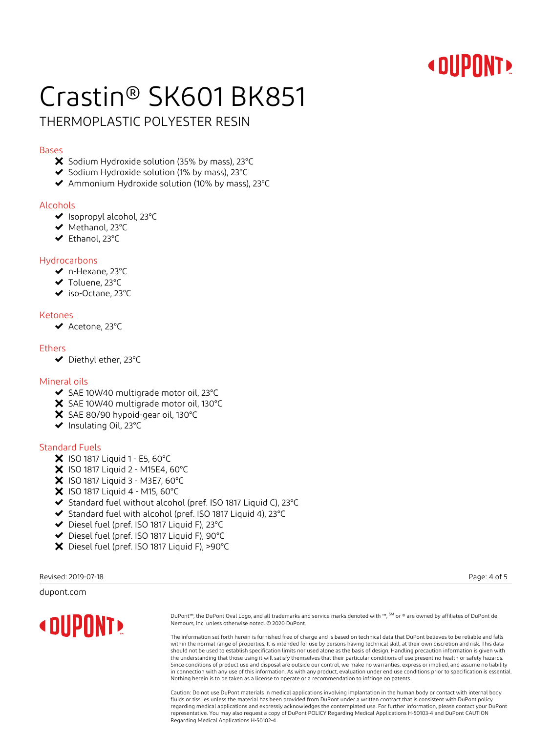# Crastin® SK601 BK851

## THERMOPLASTIC POLYESTER RESIN

### Bases

- ✘ Sodium Hydroxide solution (35% by mass), 23°C
- ✔ Sodium Hydroxide solution (1% by mass), 23°C
- ✔ Ammonium Hydroxide solution (10% by mass), 23°C

### Alcohols

- ✔ Isopropyl alcohol, 23°C
- ✔ Methanol, 23°C
- ✔ Ethanol, 23°C

### Hydrocarbons

- ✔ n-Hexane, 23°C
- ✔ Toluene, 23°C
- ✔ iso-Octane, 23°C

### Ketones

- ✔ Acetone, 23°C

### Ethers

- ✔ Diethyl ether, 23°C

### Mineral oils

- ✔ SAE 10W40 multigrade motor oil, 23°C
- ✘ SAE 10W40 multigrade motor oil, 130°C
- ✘ SAE 80/90 hypoid-gear oil, 130°C
- ✔ Insulating Oil, 23°C

### Standard Fuels

- ✘ ISO 1817 Liquid 1 - E5, 60°C
- ✘ ISO 1817 Liquid 2 - M15E4, 60°C
- ✘ ISO 1817 Liquid 3 - M3E7, 60°C
- ✘ ISO 1817 Liquid 4 - M15, 60°C
- ✔ Standard fuel without alcohol (pref. ISO 1817 Liquid C), 23°C
- ✔ Standard fuel with alcohol (pref. ISO 1817 Liquid 4), 23°C
- ✔ Diesel fuel (pref. ISO 1817 Liquid F), 23°C
- ✔ Diesel fuel (pref. ISO 1817 Liquid F), 90°C
- ✘ Diesel fuel (pref. ISO 1817 Liquid F), >90°C

Revised: 2019-07-18

dupont.com

DuPont™, the DuPont Oval Logo, and all trademarks and service marks denoted with ™, SM or ® are owned by affiliates of DuPont de Nemours, Inc. unless otherwise noted. © 2020 DuPont.

The information set forth herein is furnished free of charge and is based on technical data that DuPont believes to be reliable and falls within the normal range of properties. It is intended for use by persons having technical skill, at their own discretion and risk. This data should not be used to establish specification limits nor used alone as the basis of design. Handling precaution information is given with the understanding that those using it will satisfy themselves that their particular conditions of use present no health or safety hazards. Since conditions of product use and disposal are outside our control, we make no warranties, express or implied, and assume no liability in connection with any use of this information. As with any product, evaluation under end use conditions prior to specification is essential. Nothing herein is to be taken as a license to operate or a recommendation to infringe on patents.

Caution: Do not use DuPont materials in medical applications involving implantation in the human body or contact with internal body fluids or tissues unless the material has been provided from DuPont under a written contract that is consistent with DuPont policy regarding medical applications and expressly acknowledges the contemplated use. For further information, please contact your DuPont representative. You may also request a copy of DuPont POLICY Regarding Medical Applications H-50103-4 and DuPont CAUTION Regarding Medical Applications H-50102-4.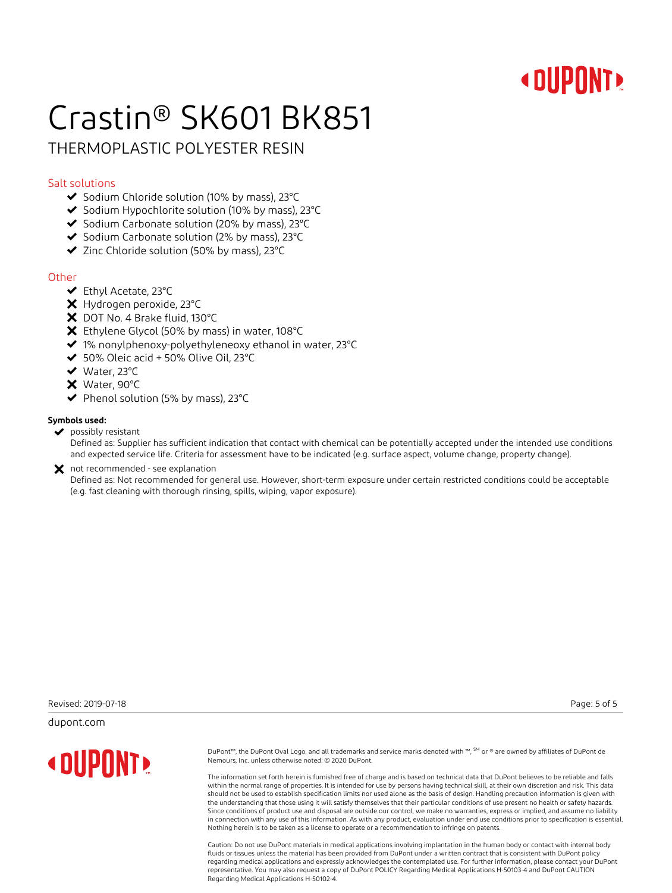# Crastin® SK601 BK851

## THERMOPLASTIC POLYESTER RESIN

### Salt solutions

- ✔ Sodium Chloride solution (10% by mass), 23°C
- ✔ Sodium Hypochlorite solution (10% by mass), 23°C
- ✔ Sodium Carbonate solution (20% by mass), 23°C
- ✔ Sodium Carbonate solution (2% by mass), 23°C
- ✔ Zinc Chloride solution (50% by mass), 23°C

### Other

- ✔ Ethyl Acetate, 23°C
- ✘ Hydrogen peroxide, 23°C
- ✘ DOT No. 4 Brake fluid, 130°C
- ✘ Ethylene Glycol (50% by mass) in water, 108°C
- ✔ 1% nonylphenoxy-polyethyleneoxy ethanol in water, 23°C
- ✔ 50% Oleic acid + 50% Olive Oil, 23°C
- ✔ Water, 23°C
- ✘ Water, 90°C
- ✔ Phenol solution (5% by mass), 23°C

**Symbols used:**

✔ possibly resistant
Defined as: Supplier has sufficient indication that contact with chemical can be potentially accepted under the intended use conditions and expected service life. Criteria for assessment have to be indicated (e.g. surface aspect, volume change, property change).

✘ not recommended - see explanation
Defined as: Not recommended for general use. However, short-term exposure under certain restricted conditions could be acceptable (e.g. fast cleaning with thorough rinsing, spills, wiping, vapor exposure).

Revised: 2019-07-18

dupont.com

DuPont™, the DuPont Oval Logo, and all trademarks and service marks denoted with ™, SM or ® are owned by affiliates of DuPont de Nemours, Inc. unless otherwise noted. © 2020 DuPont.

The information set forth herein is furnished free of charge and is based on technical data that DuPont believes to be reliable and falls within the normal range of properties. It is intended for use by persons having technical skill, at their own discretion and risk. This data should not be used to establish specification limits nor used alone as the basis of design. Handling precaution information is given with the understanding that those using it will satisfy themselves that their particular conditions of use present no health or safety hazards. Since conditions of product use and disposal are outside our control, we make no warranties, express or implied, and assume no liability in connection with any use of this information. As with any product, evaluation under end use conditions prior to specification is essential. Nothing herein is to be taken as a license to operate or a recommendation to infringe on patents.

Caution: Do not use DuPont materials in medical applications involving implantation in the human body or contact with internal body fluids or tissues unless the material has been provided from DuPont under a written contract that is consistent with DuPont policy regarding medical applications and expressly acknowledges the contemplated use. For further information, please contact your DuPont representative. You may also request a copy of DuPont POLICY Regarding Medical Applications H-50103-4 and DuPont CAUTION Regarding Medical Applications H-50102-4.